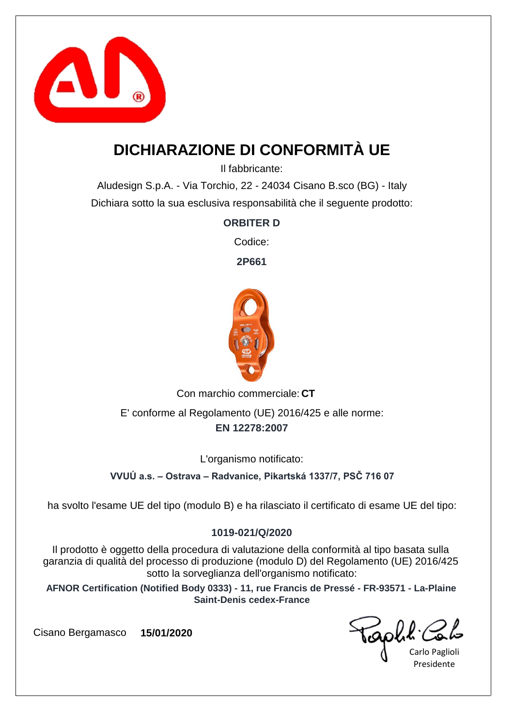# DICHIARAZIONE DI CONFORMITÀ UE

Il fabbricante:

Aludesign S.p.A. - Via Torchio, 22 - 24034 Cisano B.sco (BG) - Italy

Dichiara sotto la sua esclusiva responsabilità che il seguente prodotto:

**ORBITER D**

Codice:

**2P661**

Con marchio commerciale: **CT**

E' conforme al Regolamento (UE) 2016/425 e alle norme:

**EN 12278:2007**

L'organismo notificato:

**VVUÚ a.s. – Ostrava – Radvanice, Pikartská 1337/7, PSČ 716 07**

ha svolto l'esame UE del tipo (modulo B) e ha rilasciato il certificato di esame UE del tipo:

**1019-021/Q/2020**

Il prodotto è oggetto della procedura di valutazione della conformità al tipo basata sulla garanzia di qualità del processo di produzione (modulo D) del Regolamento (UE) 2016/425 sotto la sorveglianza dell'organismo notificato:

**AFNOR Certification (Notified Body 0333) - 11, rue Francis de Pressé - FR-93571 - La-Plaine Saint-Denis cedex-France**

Cisano Bergamasco **15/01/2020**

Carlo Paglioli
Presidente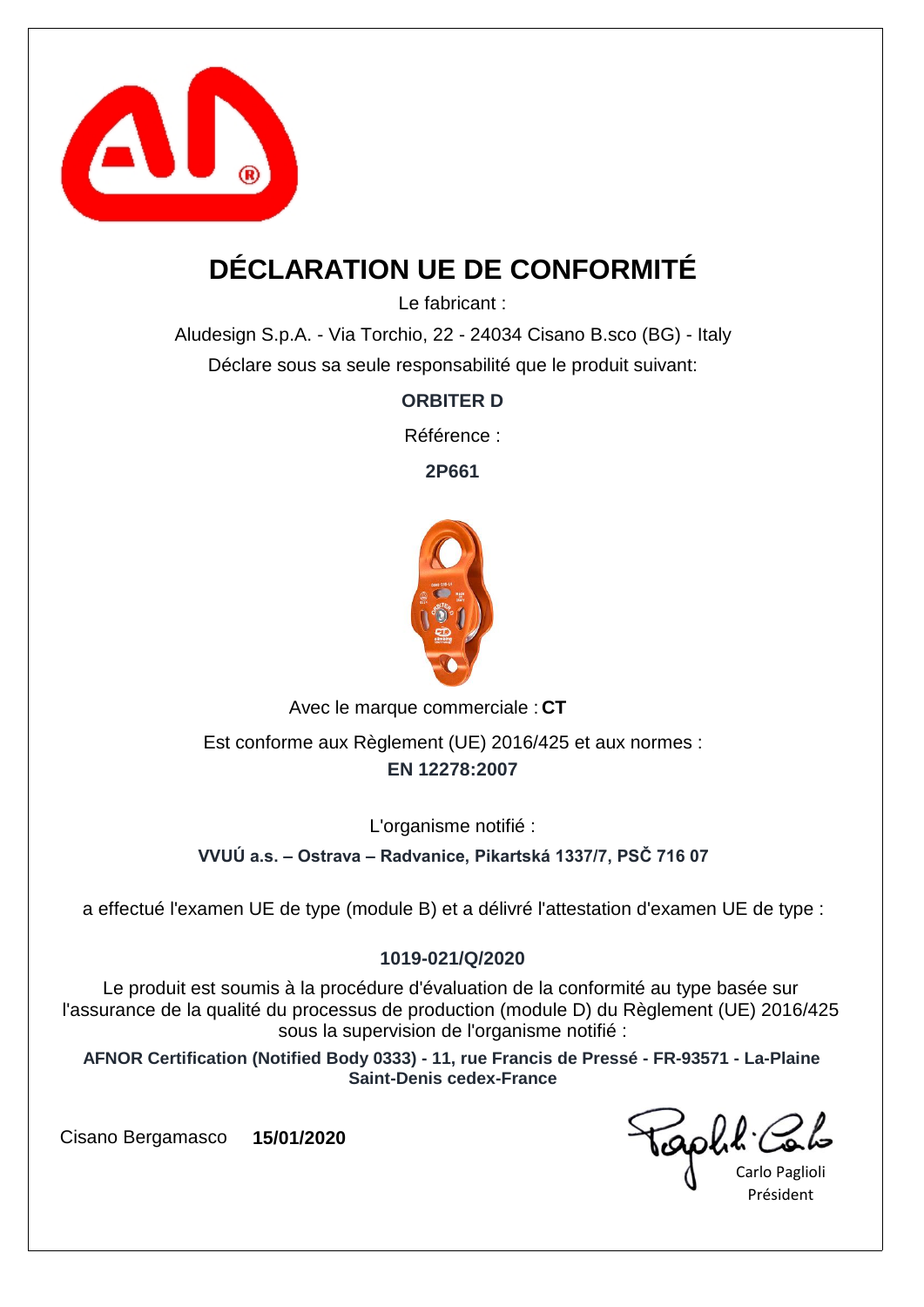# DÉCLARATION UE DE CONFORMITÉ

Le fabricant :

Aludesign S.p.A. - Via Torchio, 22 - 24034 Cisano B.sco (BG) - Italy

Déclare sous sa seule responsabilité que le produit suivant:

**ORBITER D**

Référence :

**2P661**

Avec le marque commerciale : **CT**

Est conforme aux Règlement (UE) 2016/425 et aux normes :

**EN 12278:2007**

L'organisme notifié :

**VVUÚ a.s. – Ostrava – Radvanice, Pikartská 1337/7, PSČ 716 07**

a effectué l'examen UE de type (module B) et a délivré l'attestation d'examen UE de type :

**1019-021/Q/2020**

Le produit est soumis à la procédure d'évaluation de la conformité au type basée sur l'assurance de la qualité du processus de production (module D) du Règlement (UE) 2016/425 sous la supervision de l'organisme notifié :

**AFNOR Certification (Notified Body 0333) - 11, rue Francis de Pressé - FR-93571 - La-Plaine Saint-Denis cedex-France**

Cisano Bergamasco **15/01/2020**

Carlo Paglioli
Président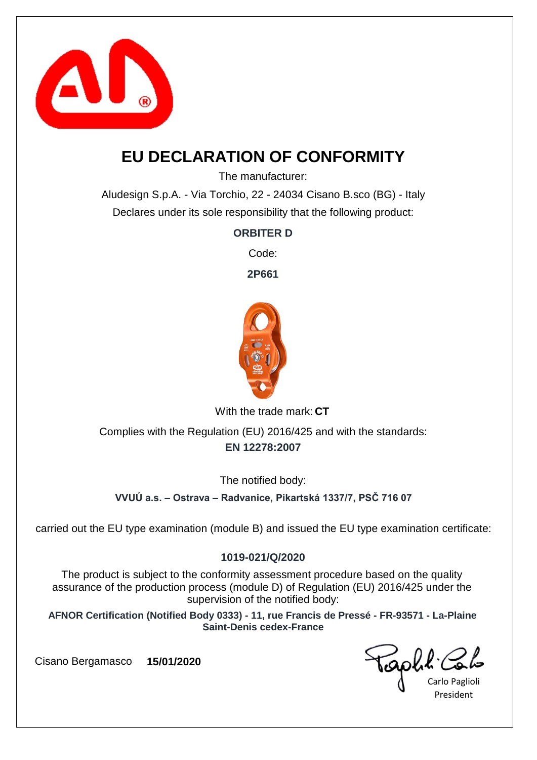# EU DECLARATION OF CONFORMITY

The manufacturer:

Aludesign S.p.A. - Via Torchio, 22 - 24034 Cisano B.sco (BG) - Italy

Declares under its sole responsibility that the following product:

**ORBITER D**

Code:

**2P661**

With the trade mark: **CT**

Complies with the Regulation (EU) 2016/425 and with the standards:

**EN 12278:2007**

The notified body:

**VVUÚ a.s. – Ostrava – Radvanice, Pikartská 1337/7, PSČ 716 07**

carried out the EU type examination (module B) and issued the EU type examination certificate:

**1019-021/Q/2020**

The product is subject to the conformity assessment procedure based on the quality assurance of the production process (module D) of Regulation (EU) 2016/425 under the supervision of the notified body:

**AFNOR Certification (Notified Body 0333) - 11, rue Francis de Pressé - FR-93571 - La-Plaine Saint-Denis cedex-France**

Cisano Bergamasco **15/01/2020**

Carlo Paglioli
President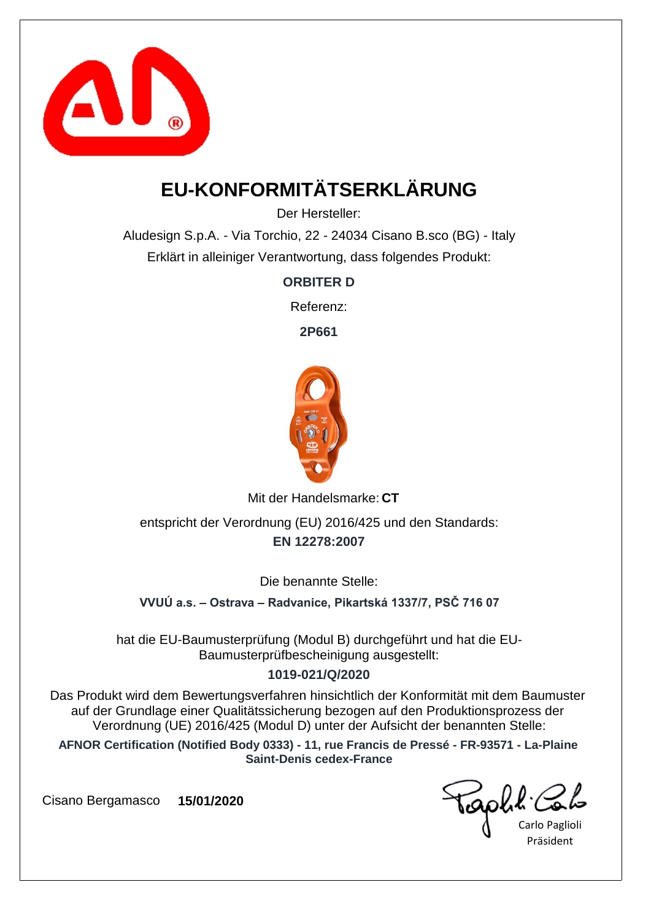# EU-KONFORMITÄTSERKLÄRUNG

Der Hersteller:

Aludesign S.p.A. - Via Torchio, 22 - 24034 Cisano B.sco (BG) - Italy

Erklärt in alleiniger Verantwortung, dass folgendes Produkt:

**ORBITER D**

Referenz:

**2P661**

Mit der Handelsmarke: **CT**

entspricht der Verordnung (EU) 2016/425 und den Standards:

**EN 12278:2007**

Die benannte Stelle:

**VVUÚ a.s. – Ostrava – Radvanice, Pikartská 1337/7, PSČ 716 07**

hat die EU-Baumusterprüfung (Modul B) durchgeführt und hat die EU-Baumusterprüfbescheinigung ausgestellt:

**1019-021/Q/2020**

Das Produkt wird dem Bewertungsverfahren hinsichtlich der Konformität mit dem Baumuster auf der Grundlage einer Qualitätssicherung bezogen auf den Produktionsprozess der Verordnung (UE) 2016/425 (Modul D) unter der Aufsicht der benannten Stelle:

**AFNOR Certification (Notified Body 0333) - 11, rue Francis de Pressé - FR-93571 - La-Plaine Saint-Denis cedex-France**

Cisano Bergamasco **15/01/2020**

Carlo Paglioli
Präsident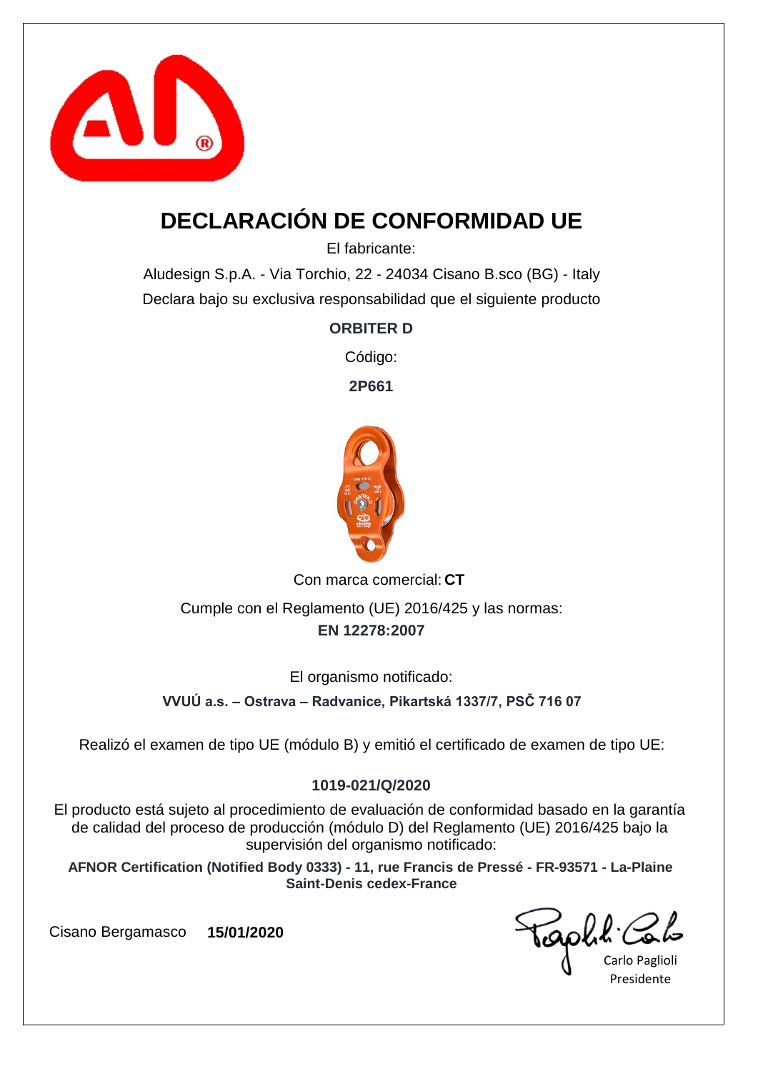# DECLARACIÓN DE CONFORMIDAD UE

El fabricante:

Aludesign S.p.A. - Via Torchio, 22 - 24034 Cisano B.sco (BG) - Italy

Declara bajo su exclusiva responsabilidad que el siguiente producto

**ORBITER D**

Código:

**2P661**

Con marca comercial: **CT**

Cumple con el Reglamento (UE) 2016/425 y las normas:

**EN 12278:2007**

El organismo notificado:

**VVUÚ a.s. – Ostrava – Radvanice, Pikartská 1337/7, PSČ 716 07**

Realizó el examen de tipo UE (módulo B) y emitió el certificado de examen de tipo UE:

**1019-021/Q/2020**

El producto está sujeto al procedimiento de evaluación de conformidad basado en la garantía de calidad del proceso de producción (módulo D) del Reglamento (UE) 2016/425 bajo la supervisión del organismo notificado:

**AFNOR Certification (Notified Body 0333) - 11, rue Francis de Pressé - FR-93571 - La-Plaine Saint-Denis cedex-France**

Cisano Bergamasco **15/01/2020**

Carlo Paglioli
Presidente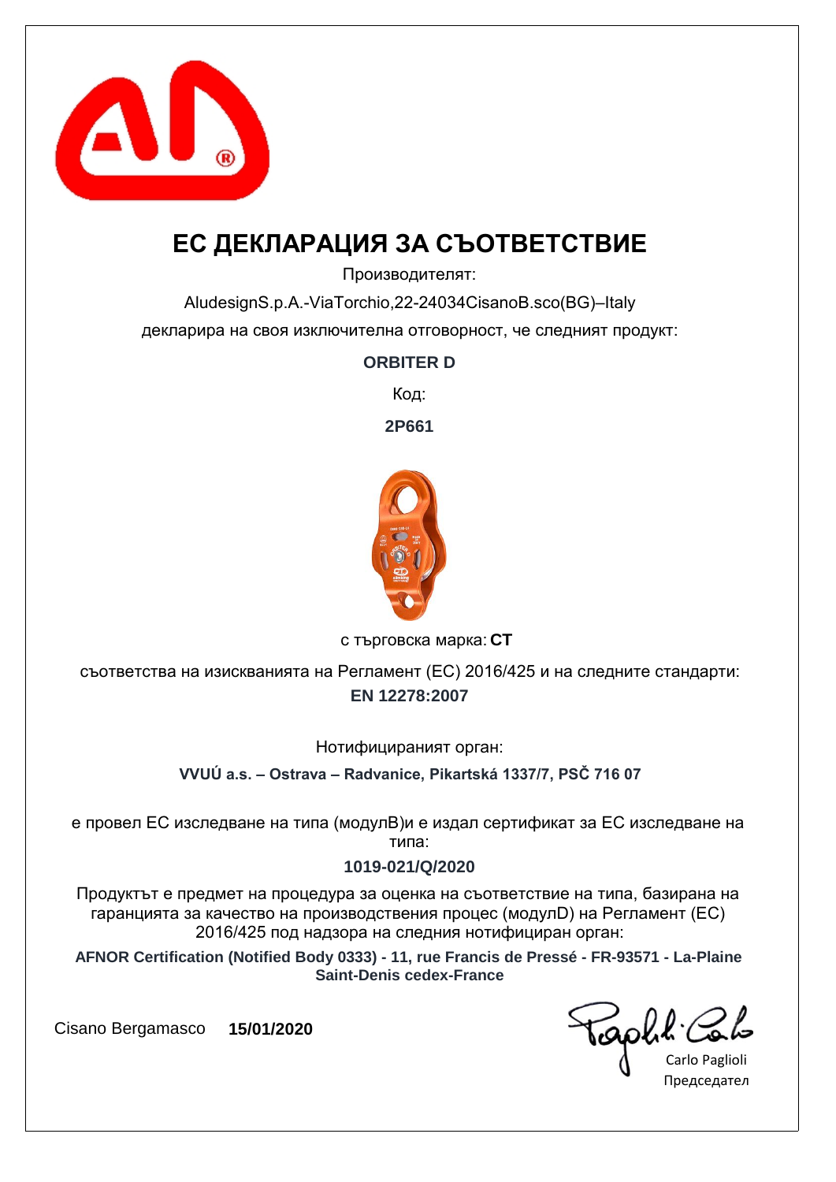# ЕС ДЕКЛАРАЦИЯ ЗА СЪОТВЕТСТВИЕ

Производителят:

AludesignS.p.A.-ViaTorchio,22-24034CisanoB.sco(BG)–Italy

декларира на своя изключителна отговорност, че следният продукт:

**ORBITER D**

Код:

**2P661**

с търговска марка: **CT**

съответства на изискванията на Регламент (ЕС) 2016/425 и на следните стандарти:

**EN 12278:2007**

Нотифицираният орган:

**VVUÚ a.s. – Ostrava – Radvanice, Pikartská 1337/7, PSČ 716 07**

е провел ЕС изследване на типа (модулB)и е издал сертификат за ЕС изследване на типа:

**1019-021/Q/2020**

Продуктът е предмет на процедура за оценка на съответствие на типа, базирана на гаранцията за качество на производствения процес (модулD) на Регламент (ЕС) 2016/425 под надзора на следния нотифициран орган:

**AFNOR Certification (Notified Body 0333) - 11, rue Francis de Pressé - FR-93571 - La-Plaine Saint-Denis cedex-France**

Cisano Bergamasco **15/01/2020**

Carlo Paglioli

Председател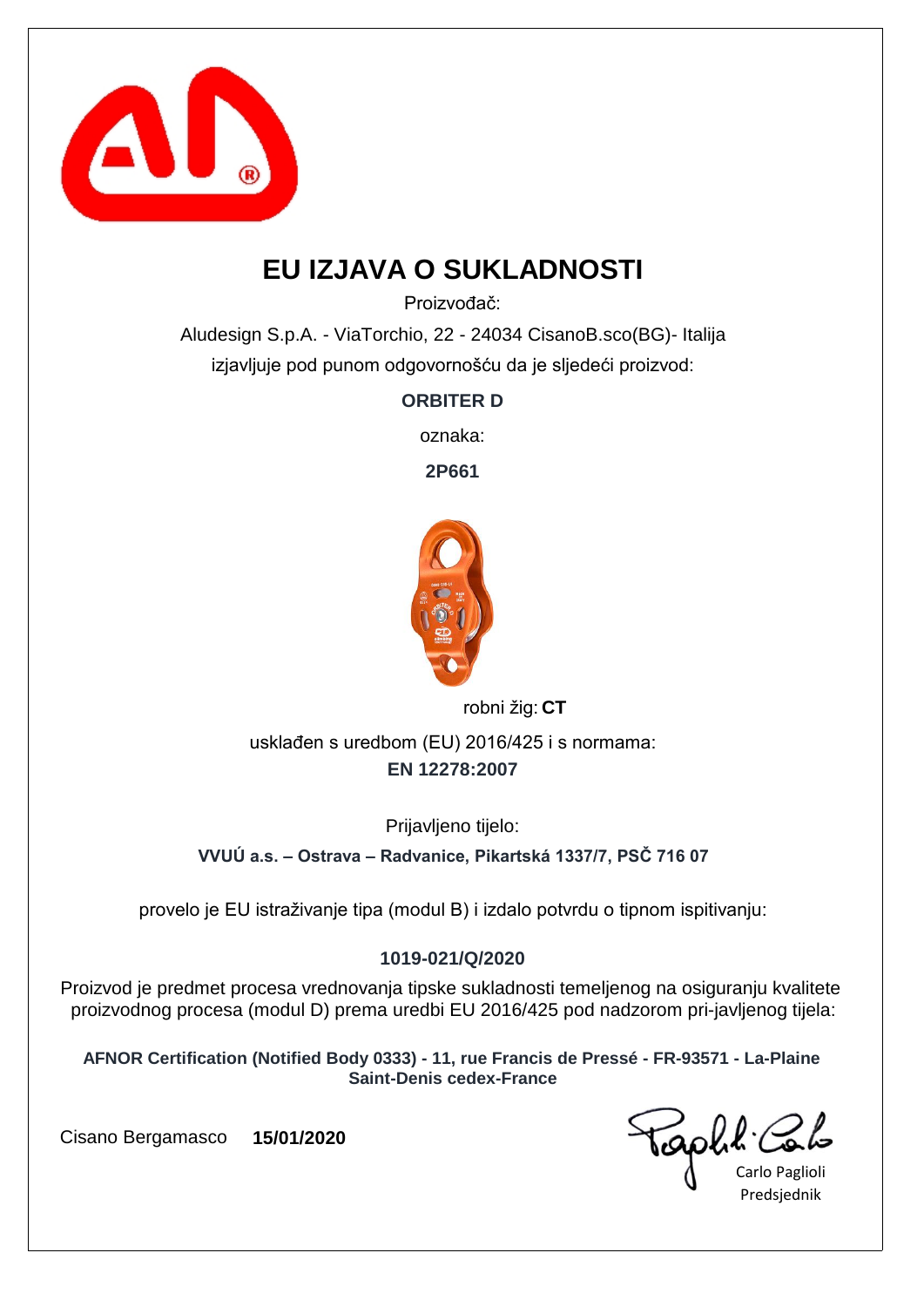# EU IZJAVA O SUKLADNOSTI

Proizvođač:

Aludesign S.p.A. - ViaTorchio, 22 - 24034 CisanoB.sco(BG)- Italija

izjavljuje pod punom odgovornošću da je sljedeći proizvod:

**ORBITER D**

oznaka:

**2P661**

robni žig: **CT**

usklađen s uredbom (EU) 2016/425 i s normama:

**EN 12278:2007**

Prijavljeno tijelo:

**VVUÚ a.s. – Ostrava – Radvanice, Pikartská 1337/7, PSČ 716 07**

provelo je EU istraživanje tipa (modul B) i izdalo potvrdu o tipnom ispitivanju:

**1019-021/Q/2020**

Proizvod je predmet procesa vrednovanja tipske sukladnosti temeljenog na osiguranju kvalitete proizvodnog procesa (modul D) prema uredbi EU 2016/425 pod nadzorom pri-javljenog tijela:

**AFNOR Certification (Notified Body 0333) - 11, rue Francis de Pressé - FR-93571 - La-Plaine Saint-Denis cedex-France**

Cisano Bergamasco **15/01/2020**

Carlo Paglioli
Predsjednik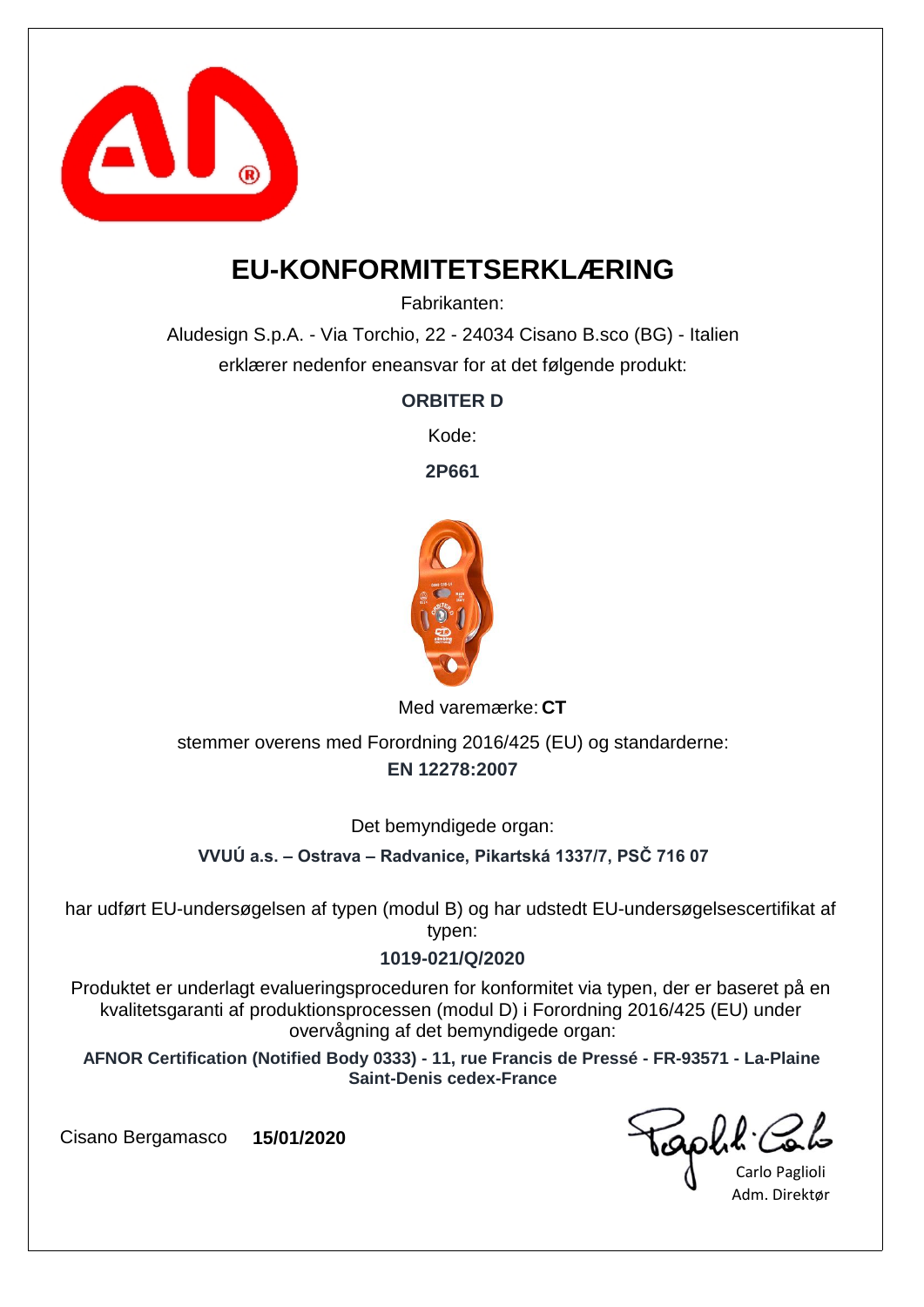# EU-KONFORMITETSERKLÆRING

Fabrikanten:

Aludesign S.p.A. - Via Torchio, 22 - 24034 Cisano B.sco (BG) - Italien

erklærer nedenfor eneansvar for at det følgende produkt:

**ORBITER D**

Kode:

**2P661**

Med varemærke: **CT**

stemmer overens med Forordning 2016/425 (EU) og standarderne:

**EN 12278:2007**

Det bemyndigede organ:

**VVUÚ a.s. – Ostrava – Radvanice, Pikartská 1337/7, PSČ 716 07**

har udført EU-undersøgelsen af typen (modul B) og har udstedt EU-undersøgelsescertifikat af typen:

**1019-021/Q/2020**

Produktet er underlagt evalueringsproceduren for konformitet via typen, der er baseret på en kvalitetsgaranti af produktionsprocessen (modul D) i Forordning 2016/425 (EU) under overvågning af det bemyndigede organ:

**AFNOR Certification (Notified Body 0333) - 11, rue Francis de Pressé - FR-93571 - La-Plaine Saint-Denis cedex-France**

Cisano Bergamasco **15/01/2020**

Carlo Paglioli
Adm. Direktør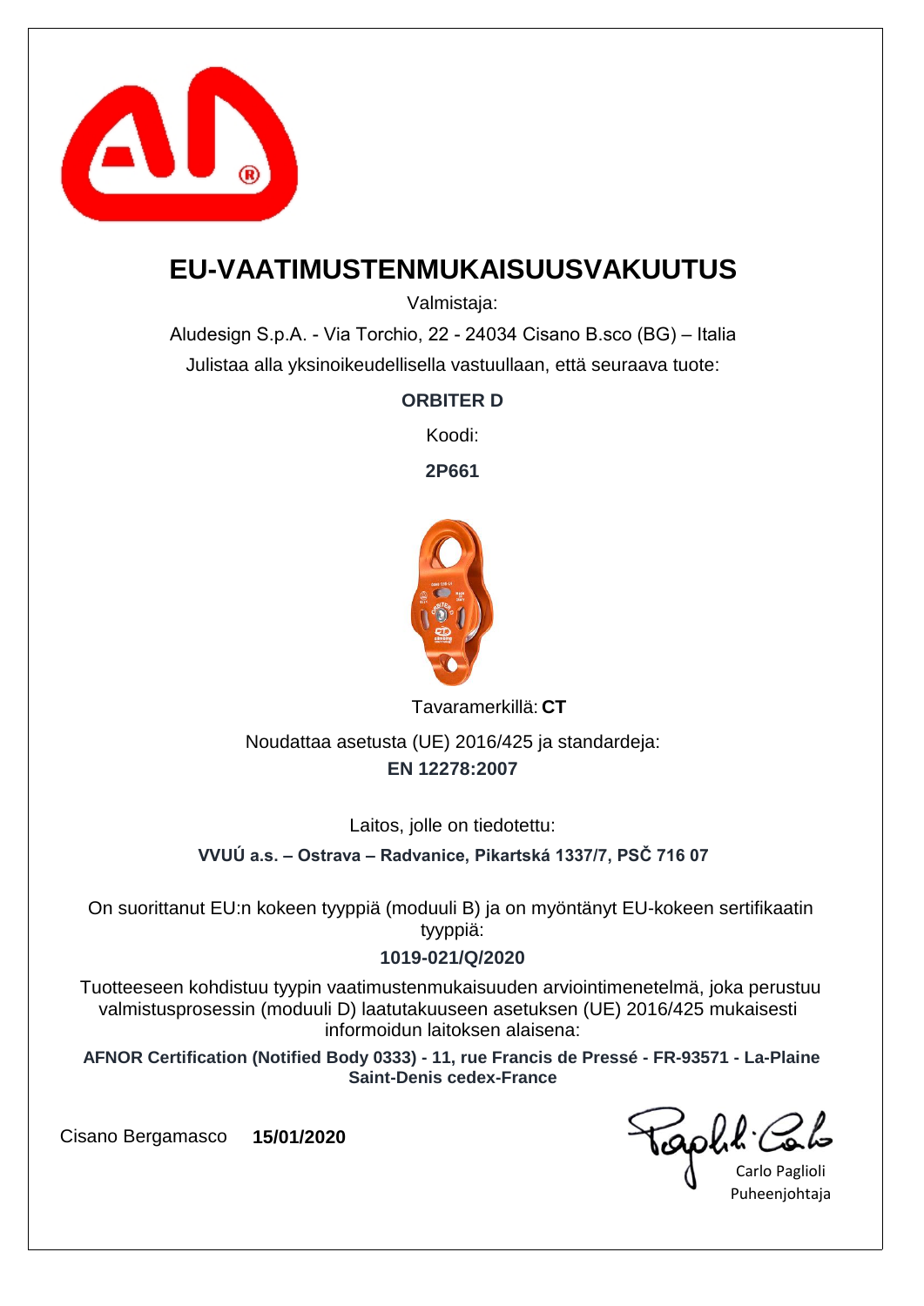# EU-VAATIMUSTENMUKAISUUSVAKUUTUS

Valmistaja:

Aludesign S.p.A. - Via Torchio, 22 - 24034 Cisano B.sco (BG) – Italia

Julistaa alla yksinoikeudellisella vastuullaan, että seuraava tuote:

**ORBITER D**

Koodi:

**2P661**

Tavaramerkillä: **CT**

Noudattaa asetusta (UE) 2016/425 ja standardeja:

**EN 12278:2007**

Laitos, jolle on tiedotettu:

**VVUÚ a.s. – Ostrava – Radvanice, Pikartská 1337/7, PSČ 716 07**

On suorittanut EU:n kokeen tyyppiä (moduuli B) ja on myöntänyt EU-kokeen sertifikaatin tyyppiä:

**1019-021/Q/2020**

Tuotteeseen kohdistuu tyypin vaatimustenmukaisuuden arviointimenetelmä, joka perustuu valmistusprosessin (moduuli D) laatutakuuseen asetuksen (UE) 2016/425 mukaisesti informoidun laitoksen alaisena:

**AFNOR Certification (Notified Body 0333) - 11, rue Francis de Pressé - FR-93571 - La-Plaine Saint-Denis cedex-France**

Cisano Bergamasco **15/01/2020**

Carlo Paglioli

Puheenjohtaja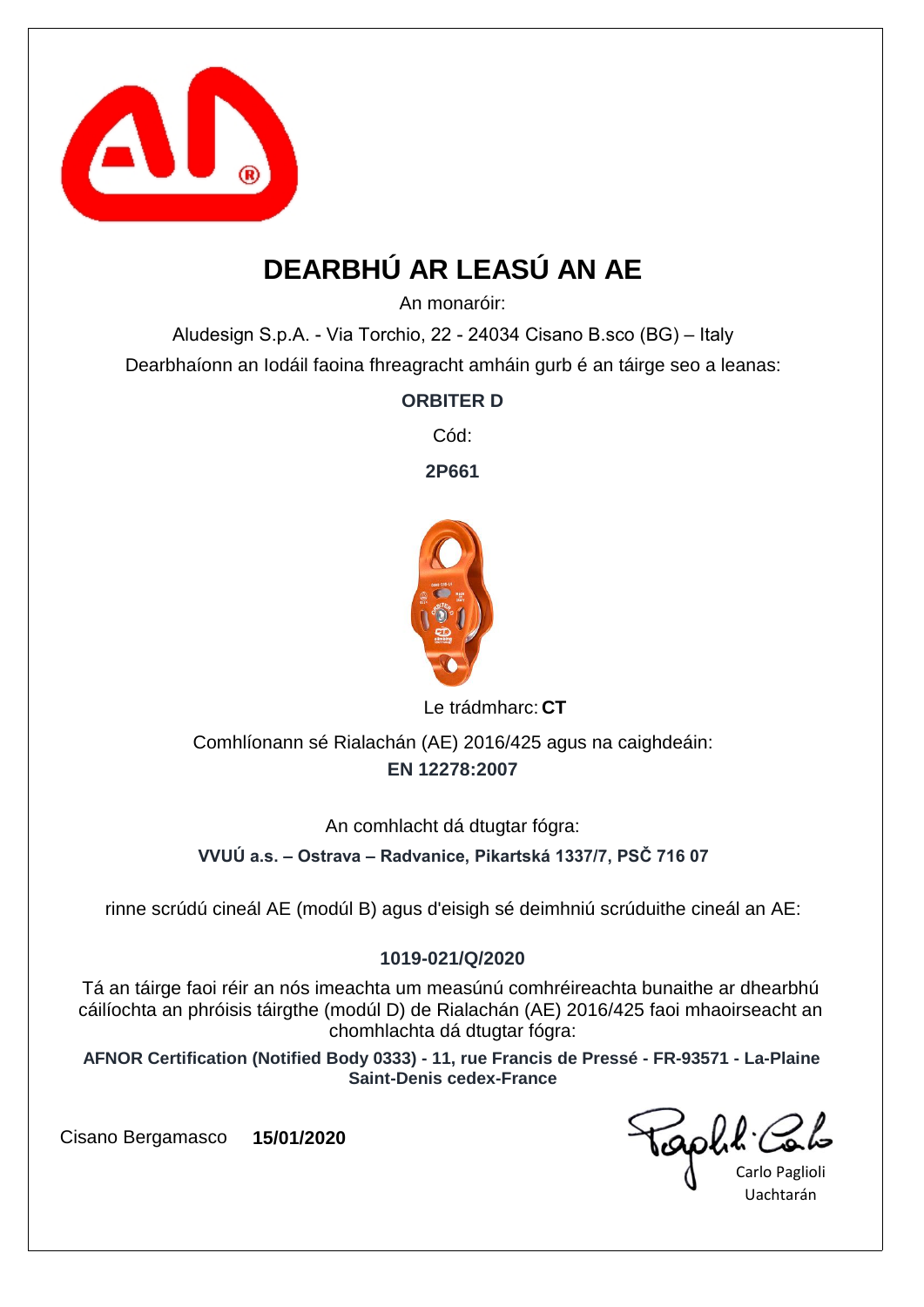# DEARBHÚ AR LEASÚ AN AE

An monaróir:

Aludesign S.p.A. - Via Torchio, 22 - 24034 Cisano B.sco (BG) – Italy

Dearbhaíonn an Iodáil faoina fhreagracht amháin gurb é an táirge seo a leanas:

**ORBITER D**

Cód:

**2P661**

Le trádmharc: **CT**

Comhlíonann sé Rialachán (AE) 2016/425 agus na caighdeáin:

**EN 12278:2007**

An comhlacht dá dtugtar fógra:

**VVUÚ a.s. – Ostrava – Radvanice, Pikartská 1337/7, PSČ 716 07**

rinne scrúdú cineál AE (modúl B) agus d'eisigh sé deimhniú scrúduithe cineál an AE:

**1019-021/Q/2020**

Tá an táirge faoi réir an nós imeachta um measúnú comhréireachta bunaithe ar dhearbhú cáilíochta an phróisis táirgthe (modúl D) de Rialachán (AE) 2016/425 faoi mhaoirseacht an chomhlachta dá dtugtar fógra:

**AFNOR Certification (Notified Body 0333) - 11, rue Francis de Pressé - FR-93571 - La-Plaine Saint-Denis cedex-France**

Cisano Bergamasco **15/01/2020**

Carlo Paglioli
Uachtarán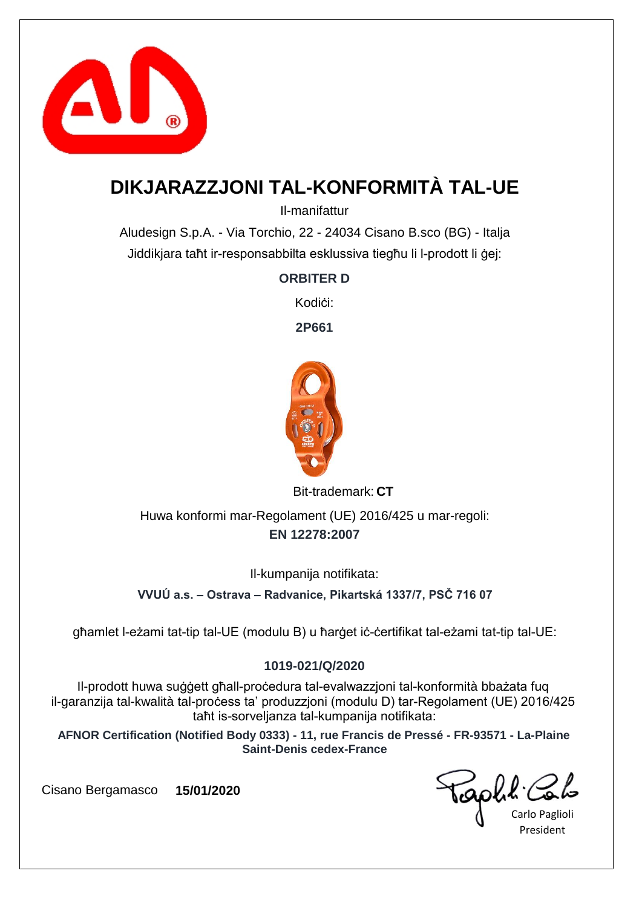# DIKJARAZZJONI TAL-KONFORMITÀ TAL-UE

Il-manifattur

Aludesign S.p.A. - Via Torchio, 22 - 24034 Cisano B.sco (BG) - Italja

Jiddikjara taħt ir-responsabbilta esklussiva tiegħu li l-prodott li ġej:

**ORBITER D**

Kodiċi:

**2P661**

Bit-trademark: **CT**

Huwa konformi mar-Regolament (UE) 2016/425 u mar-regoli:

**EN 12278:2007**

Il-kumpanija notifikata:

**VVUÚ a.s. – Ostrava – Radvanice, Pikartská 1337/7, PSČ 716 07**

għamlet l-eżami tat-tip tal-UE (modulu B) u ħarġet iċ-ċertifikat tal-eżami tat-tip tal-UE:

**1019-021/Q/2020**

Il-prodott huwa suġġett għall-proċedura tal-evalwazzjoni tal-konformità bbażata fuq il-garanzija tal-kwalità tal-proċess ta' produzzjoni (modulu D) tar-Regolament (UE) 2016/425 taħt is-sorveljanza tal-kumpanija notifikata:

**AFNOR Certification (Notified Body 0333) - 11, rue Francis de Pressé - FR-93571 - La-Plaine Saint-Denis cedex-France**

Cisano Bergamasco **15/01/2020**

Carlo Paglioli
President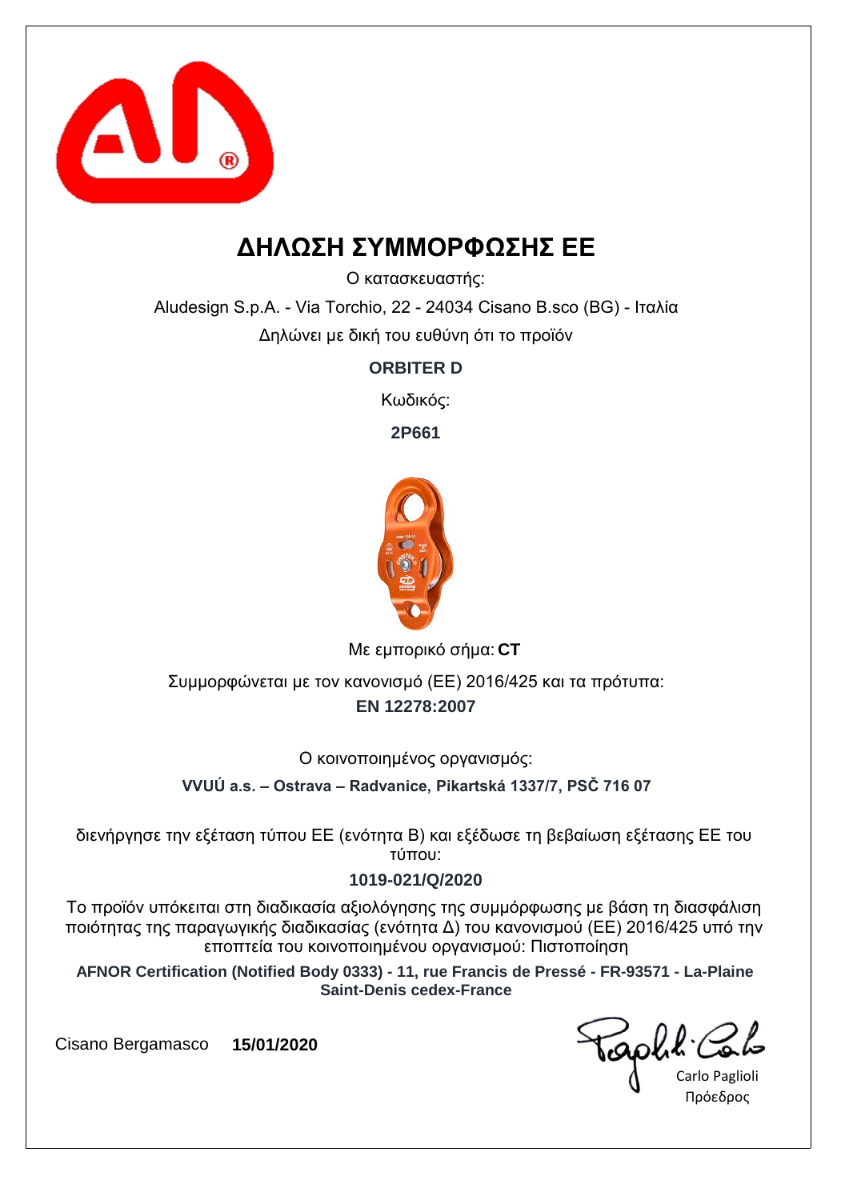# ΔΗΛΩΣΗ ΣΥΜΜΟΡΦΩΣΗΣ ΕΕ

Ο κατασκευαστής:

Aludesign S.p.A. - Via Torchio, 22 - 24034 Cisano B.sco (BG) - Ιταλία

Δηλώνει με δική του ευθύνη ότι το προϊόν

**ORBITER D**

Κωδικός:

**2P661**

Με εμπορικό σήμα: **CT**

Συμμορφώνεται με τον κανονισμό (ΕΕ) 2016/425 και τα πρότυπα:

**EN 12278:2007**

Ο κοινοποιημένος οργανισμός:

**VVUÚ a.s. – Ostrava – Radvanice, Pikartská 1337/7, PSČ 716 07**

διενήργησε την εξέταση τύπου ΕΕ (ενότητα Β) και εξέδωσε τη βεβαίωση εξέτασης ΕΕ του τύπου:

**1019-021/Q/2020**

Το προϊόν υπόκειται στη διαδικασία αξιολόγησης της συμμόρφωσης με βάση τη διασφάλιση ποιότητας της παραγωγικής διαδικασίας (ενότητα Δ) του κανονισμού (ΕΕ) 2016/425 υπό την εποπτεία του κοινοποιημένου οργανισμού: Πιστοποίηση

**AFNOR Certification (Notified Body 0333) - 11, rue Francis de Pressé - FR-93571 - La-Plaine Saint-Denis cedex-France**

Cisano Bergamasco **15/01/2020**

Carlo Paglioli
Πρόεδρος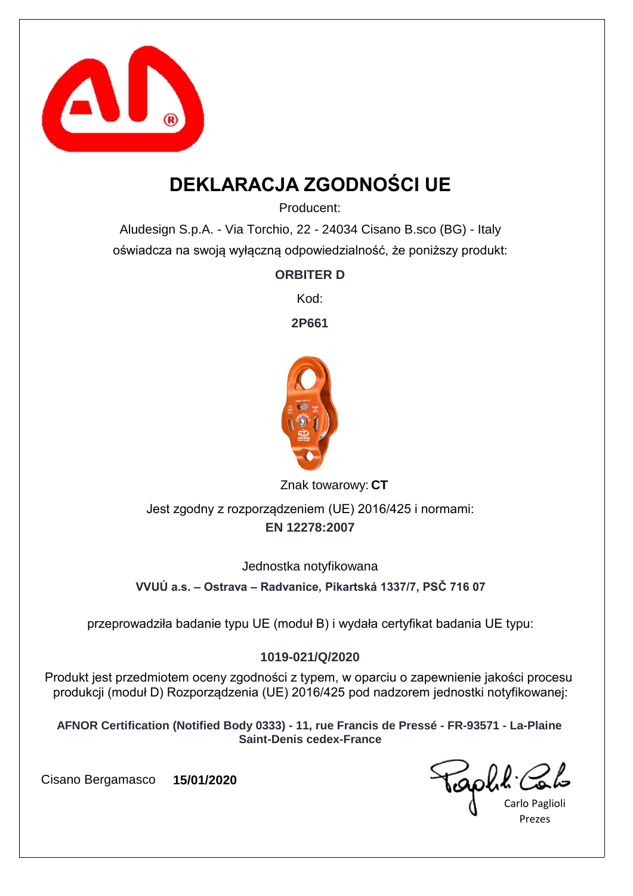# DEKLARACJA ZGODNOŚCI UE

Producent:

Aludesign S.p.A. - Via Torchio, 22 - 24034 Cisano B.sco (BG) - Italy

oświadcza na swoją wyłączną odpowiedzialność, że poniższy produkt:

**ORBITER D**

Kod:

**2P661**

Znak towarowy: **CT**

Jest zgodny z rozporządzeniem (UE) 2016/425 i normami:

**EN 12278:2007**

Jednostka notyfikowana

**VVUÚ a.s. – Ostrava – Radvanice, Pikartská 1337/7, PSČ 716 07**

przeprowadziła badanie typu UE (moduł B) i wydała certyfikat badania UE typu:

**1019-021/Q/2020**

Produkt jest przedmiotem oceny zgodności z typem, w oparciu o zapewnienie jakości procesu produkcji (moduł D) Rozporządzenia (UE) 2016/425 pod nadzorem jednostki notyfikowanej:

**AFNOR Certification (Notified Body 0333) - 11, rue Francis de Pressé - FR-93571 - La-Plaine Saint-Denis cedex-France**

Cisano Bergamasco **15/01/2020**

Carlo Paglioli

Prezes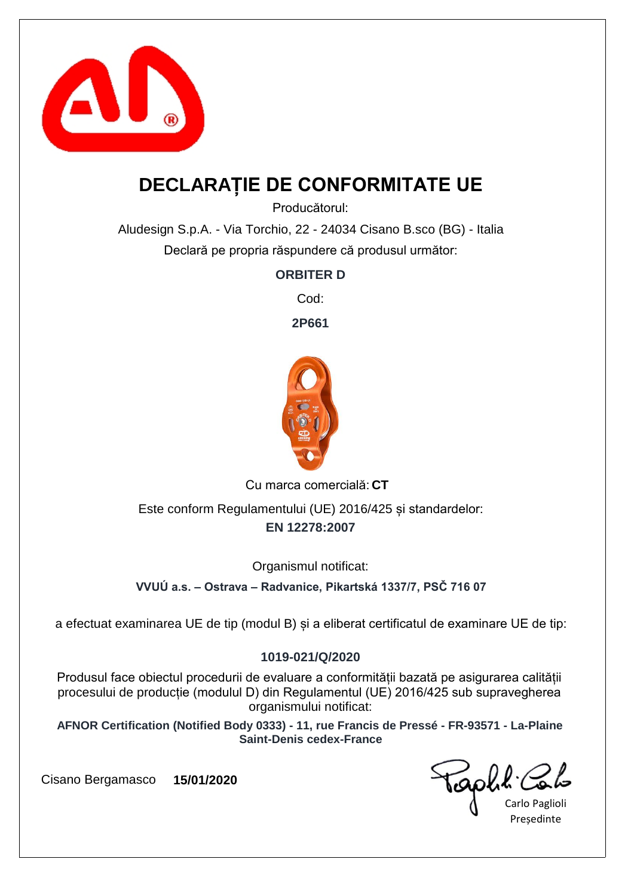# DECLARAȚIE DE CONFORMITATE UE

Producătorul:

Aludesign S.p.A. - Via Torchio, 22 - 24034 Cisano B.sco (BG) - Italia

Declară pe propria răspundere că produsul următor:

**ORBITER D**

Cod:

**2P661**

Cu marca comercială: **CT**

Este conform Regulamentului (UE) 2016/425 și standardelor:

**EN 12278:2007**

Organismul notificat:

**VVUÚ a.s. – Ostrava – Radvanice, Pikartská 1337/7, PSČ 716 07**

a efectuat examinarea UE de tip (modul B) și a eliberat certificatul de examinare UE de tip:

**1019-021/Q/2020**

Produsul face obiectul procedurii de evaluare a conformității bazată pe asigurarea calității procesului de producție (modulul D) din Regulamentul (UE) 2016/425 sub supravegherea organismului notificat:

**AFNOR Certification (Notified Body 0333) - 11, rue Francis de Pressé - FR-93571 - La-Plaine Saint-Denis cedex-France**

Cisano Bergamasco **15/01/2020**

Carlo Paglioli

Președinte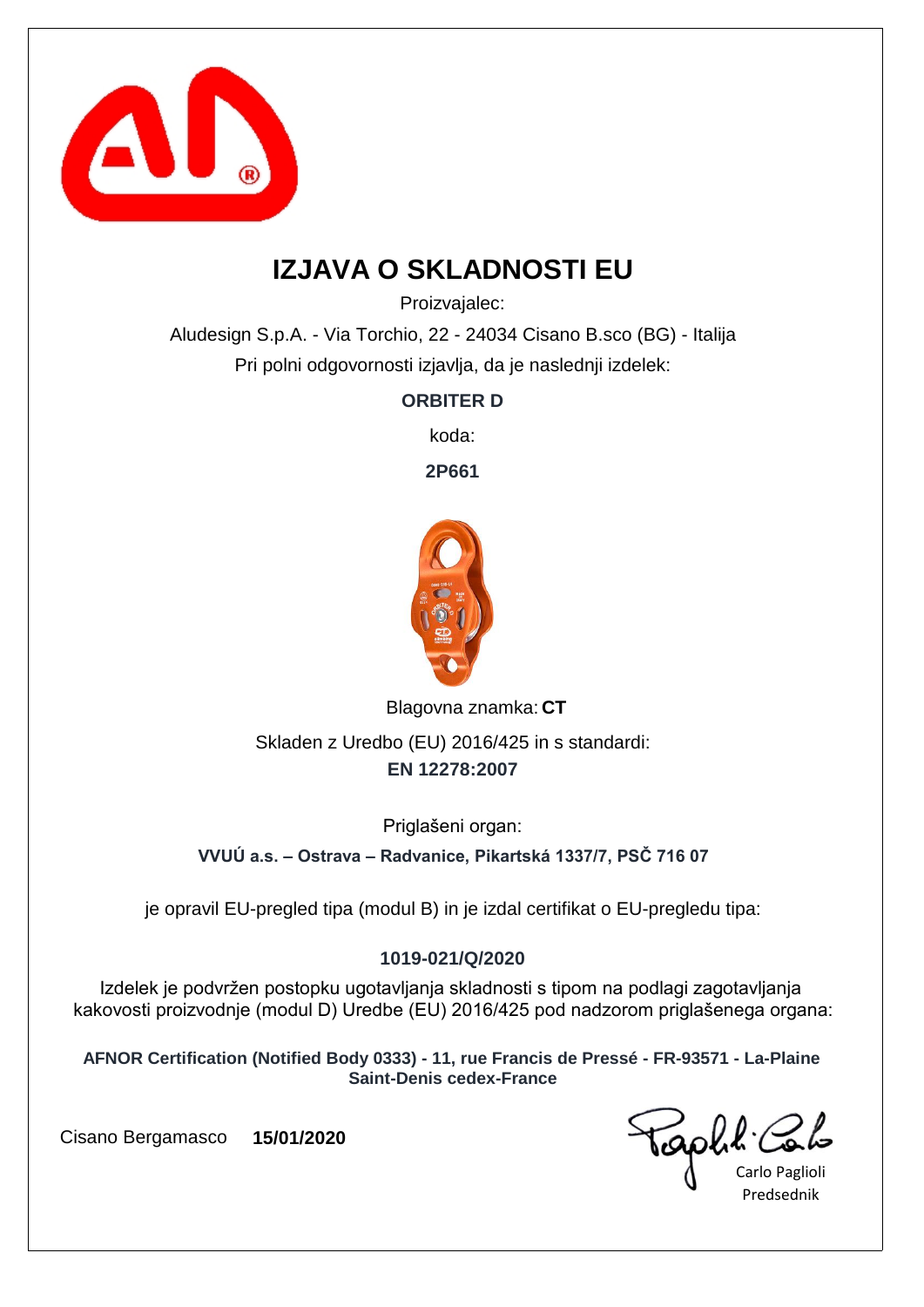# IZJAVA O SKLADNOSTI EU

Proizvajalec:

Aludesign S.p.A. - Via Torchio, 22 - 24034 Cisano B.sco (BG) - Italija

Pri polni odgovornosti izjavlja, da je naslednji izdelek:

**ORBITER D**

koda:

**2P661**

Blagovna znamka: **CT**

Skladen z Uredbo (EU) 2016/425 in s standardi:

**EN 12278:2007**

Priglašeni organ:

**VVUÚ a.s. – Ostrava – Radvanice, Pikartská 1337/7, PSČ 716 07**

je opravil EU-pregled tipa (modul B) in je izdal certifikat o EU-pregledu tipa:

**1019-021/Q/2020**

Izdelek je podvržen postopku ugotavljanja skladnosti s tipom na podlagi zagotavljanja kakovosti proizvodnje (modul D) Uredbe (EU) 2016/425 pod nadzorom priglašenega organa:

**AFNOR Certification (Notified Body 0333) - 11, rue Francis de Pressé - FR-93571 - La-Plaine Saint-Denis cedex-France**

Cisano Bergamasco **15/01/2020**

Carlo Paglioli

Predsednik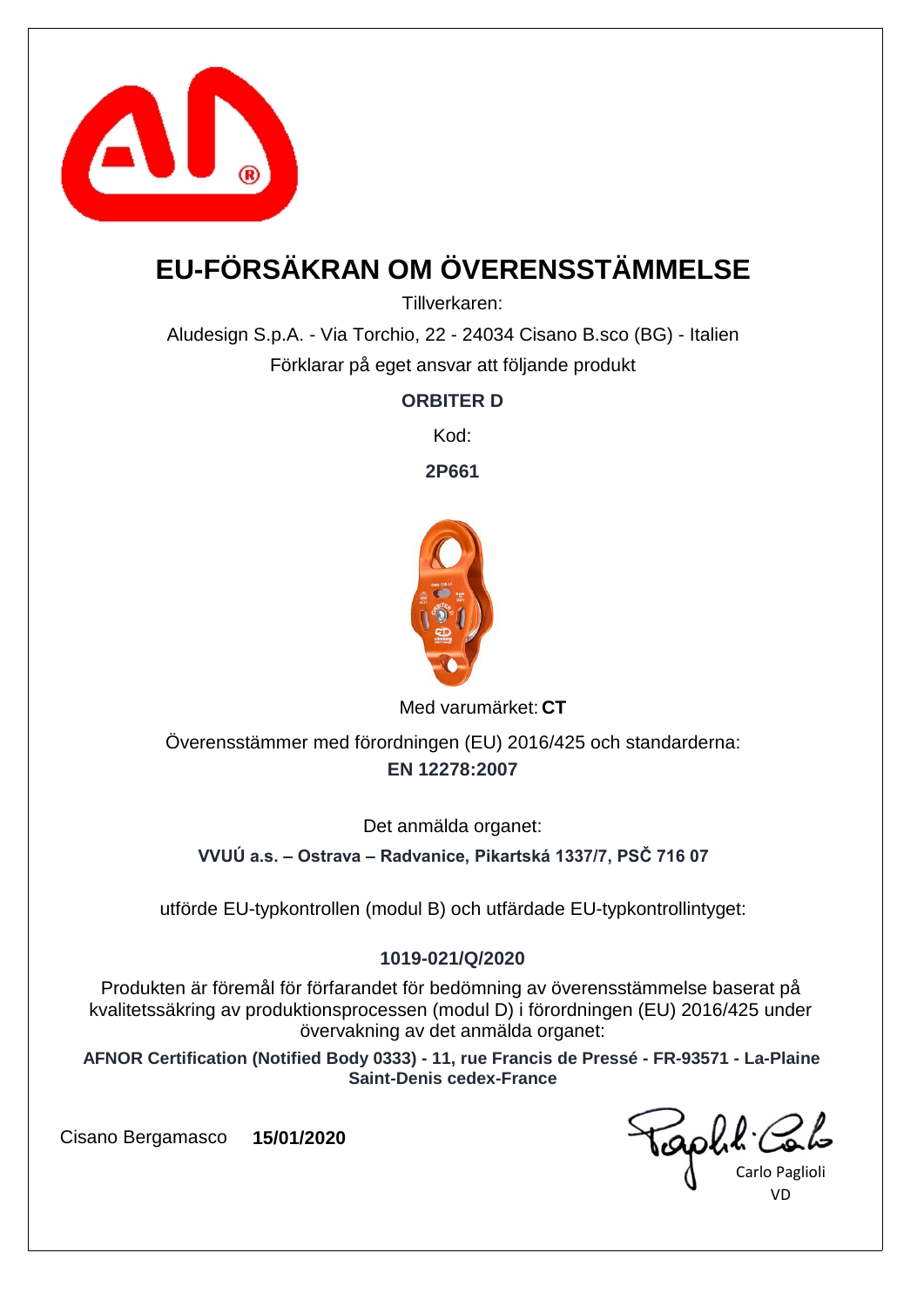# EU-FÖRSÄKRAN OM ÖVERENSSTÄMMELSE

Tillverkaren:

Aludesign S.p.A. - Via Torchio, 22 - 24034 Cisano B.sco (BG) - Italien

Förklarar på eget ansvar att följande produkt

**ORBITER D**

Kod:

**2P661**

Med varumärket: **CT**

Överensstämmer med förordningen (EU) 2016/425 och standarderna:

**EN 12278:2007**

Det anmälda organet:

**VVUÚ a.s. – Ostrava – Radvanice, Pikartská 1337/7, PSČ 716 07**

utförde EU-typkontrollen (modul B) och utfärdade EU-typkontrollintyget:

**1019-021/Q/2020**

Produkten är föremål för förfarandet för bedömning av överensstämmelse baserat på kvalitetssäkring av produktionsprocessen (modul D) i förordningen (EU) 2016/425 under övervakning av det anmälda organet:

**AFNOR Certification (Notified Body 0333) - 11, rue Francis de Pressé - FR-93571 - La-Plaine Saint-Denis cedex-France**

Cisano Bergamasco **15/01/2020**

Carlo Paglioli

VD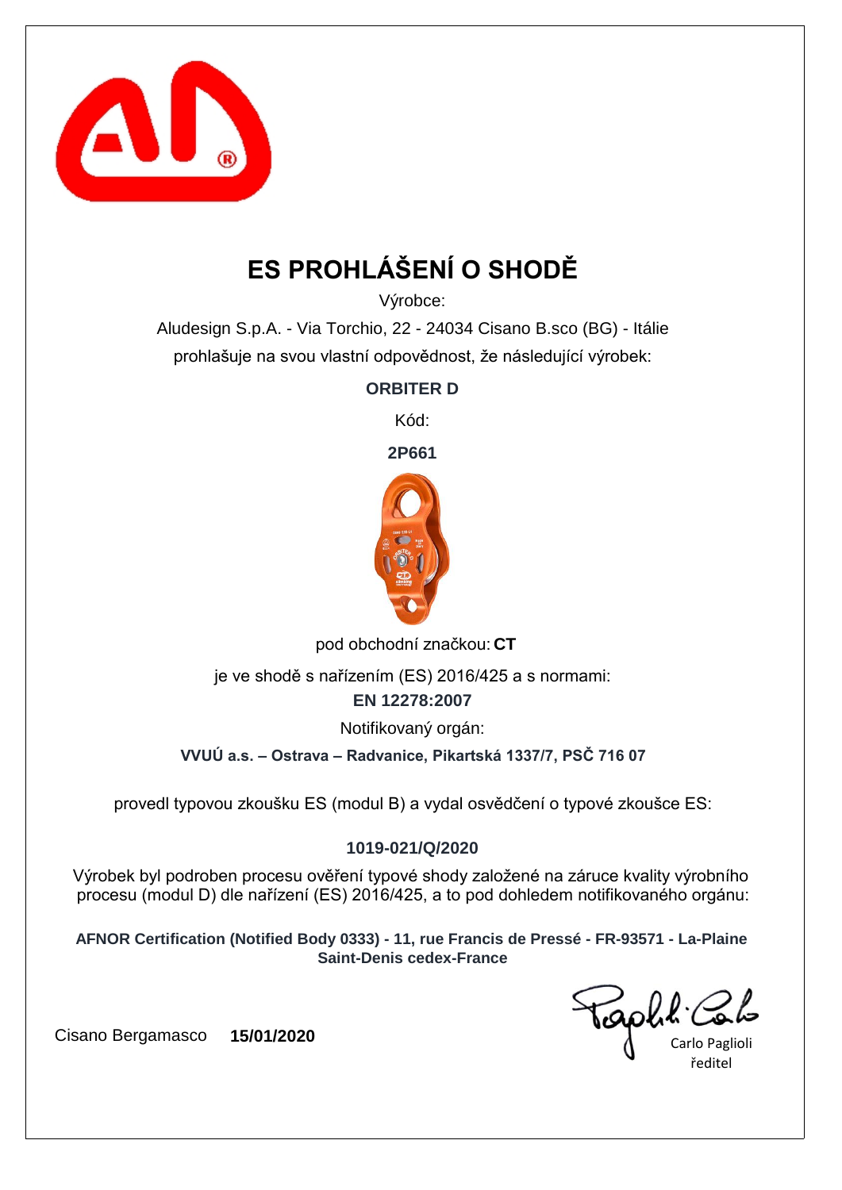# ES PROHLÁŠENÍ O SHODĚ

Výrobce:

Aludesign S.p.A. - Via Torchio, 22 - 24034 Cisano B.sco (BG) - Itálie

prohlašuje na svou vlastní odpovědnost, že následující výrobek:

**ORBITER D**

Kód:

**2P661**

pod obchodní značkou: **CT**

je ve shodě s nařízením (ES) 2016/425 a s normami:

**EN 12278:2007**

Notifikovaný orgán:

**VVUÚ a.s. – Ostrava – Radvanice, Pikartská 1337/7, PSČ 716 07**

provedl typovou zkoušku ES (modul B) a vydal osvědčení o typové zkoušce ES:

**1019-021/Q/2020**

Výrobek byl podroben procesu ověření typové shody založené na záruce kvality výrobního procesu (modul D) dle nařízení (ES) 2016/425, a to pod dohledem notifikovaného orgánu:

**AFNOR Certification (Notified Body 0333) - 11, rue Francis de Pressé - FR-93571 - La-Plaine Saint-Denis cedex-France**

Cisano Bergamasco **15/01/2020**

Carlo Paglioli
ředitel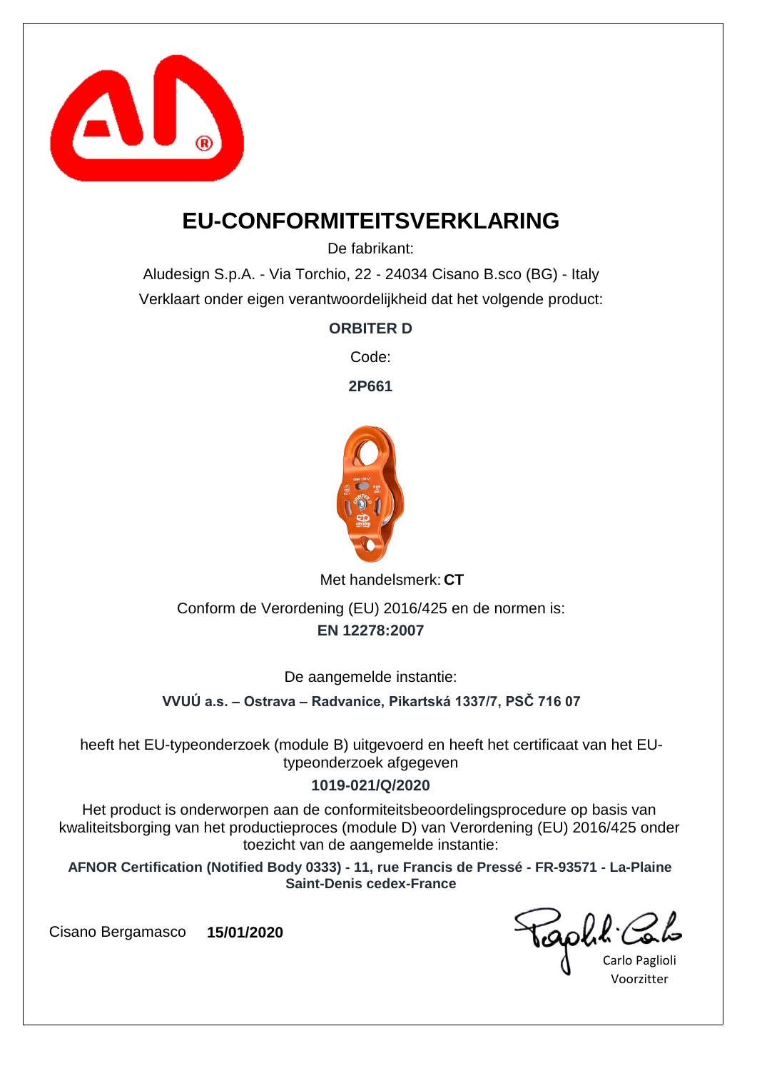# EU-CONFORMITEITSVERKLARING

De fabrikant:

Aludesign S.p.A. - Via Torchio, 22 - 24034 Cisano B.sco (BG) - Italy

Verklaart onder eigen verantwoordelijkheid dat het volgende product:

**ORBITER D**

Code:

**2P661**

Met handelsmerk: **CT**

Conform de Verordening (EU) 2016/425 en de normen is:

**EN 12278:2007**

De aangemelde instantie:

**VVUÚ a.s. – Ostrava – Radvanice, Pikartská 1337/7, PSČ 716 07**

heeft het EU-typeonderzoek (module B) uitgevoerd en heeft het certificaat van het EU-typeonderzoek afgegeven

**1019-021/Q/2020**

Het product is onderworpen aan de conformiteitsbeoordelingsprocedure op basis van kwaliteitsborging van het productieproces (module D) van Verordening (EU) 2016/425 onder toezicht van de aangemelde instantie:

**AFNOR Certification (Notified Body 0333) - 11, rue Francis de Pressé - FR-93571 - La-Plaine Saint-Denis cedex-France**

Cisano Bergamasco **15/01/2020**

Carlo Paglioli

Voorzitter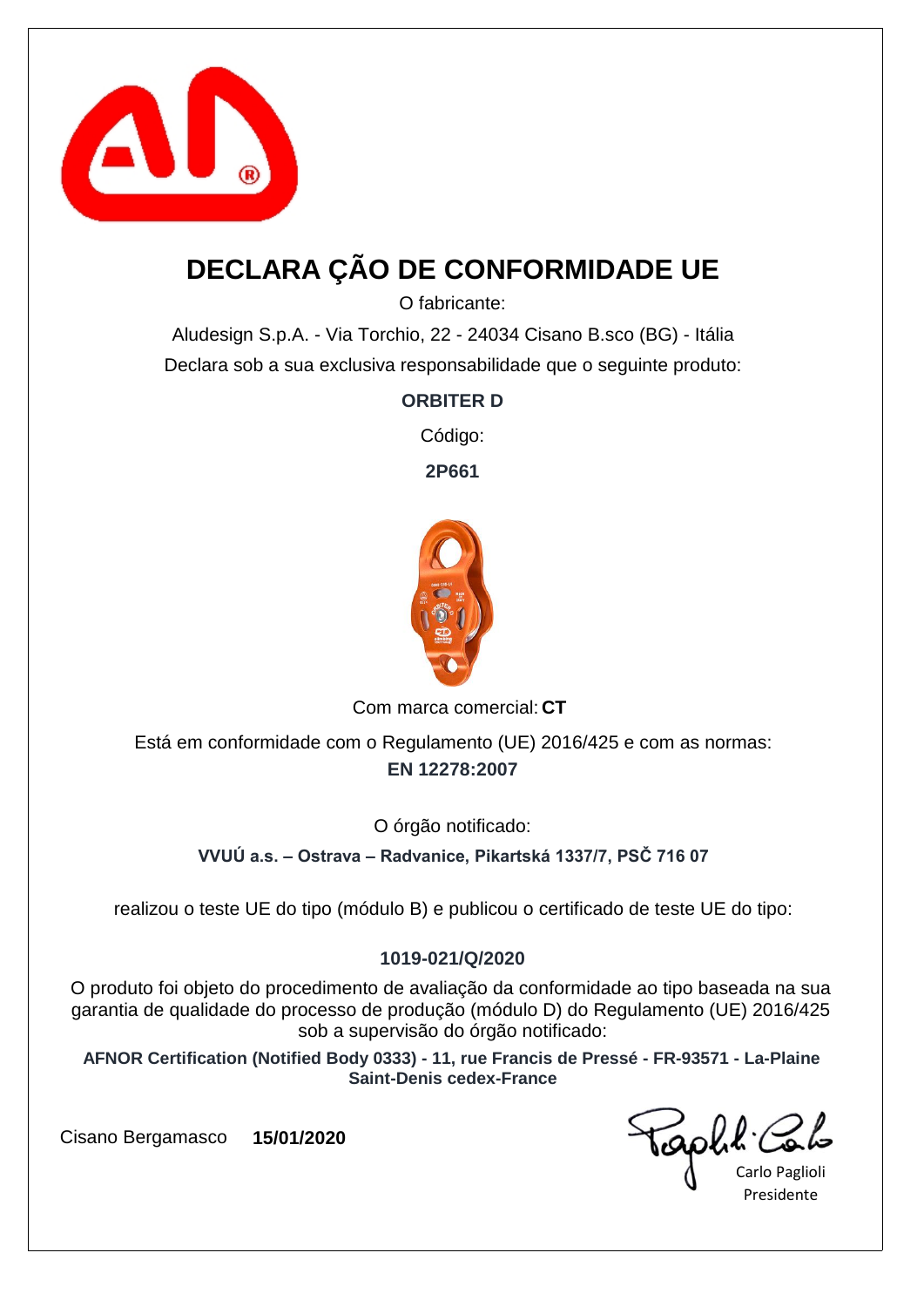# DECLARA ÇÃO DE CONFORMIDADE UE

O fabricante:

Aludesign S.p.A. - Via Torchio, 22 - 24034 Cisano B.sco (BG) - Itália

Declara sob a sua exclusiva responsabilidade que o seguinte produto:

**ORBITER D**

Código:

**2P661**

Com marca comercial: **CT**

Está em conformidade com o Regulamento (UE) 2016/425 e com as normas:

**EN 12278:2007**

O órgão notificado:

**VVUÚ a.s. – Ostrava – Radvanice, Pikartská 1337/7, PSČ 716 07**

realizou o teste UE do tipo (módulo B) e publicou o certificado de teste UE do tipo:

**1019-021/Q/2020**

O produto foi objeto do procedimento de avaliação da conformidade ao tipo baseada na sua garantia de qualidade do processo de produção (módulo D) do Regulamento (UE) 2016/425 sob a supervisão do órgão notificado:

**AFNOR Certification (Notified Body 0333) - 11, rue Francis de Pressé - FR-93571 - La-Plaine Saint-Denis cedex-France**

Cisano Bergamasco **15/01/2020**

Carlo Paglioli
Presidente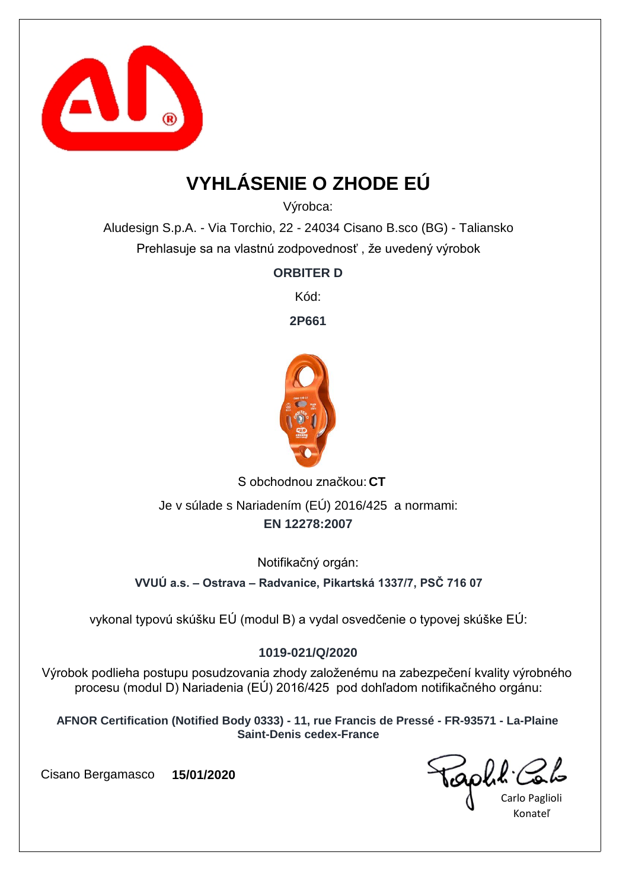# VYHLÁSENIE O ZHODE EÚ

Výrobca:

Aludesign S.p.A. - Via Torchio, 22 - 24034 Cisano B.sco (BG) - Taliansko

Prehlasuje sa na vlastnú zodpovednosť , že uvedený výrobok

**ORBITER D**

Kód:

**2P661**

S obchodnou značkou: **CT**

Je v súlade s Nariadením (EÚ) 2016/425 a normami:

**EN 12278:2007**

Notifikačný orgán:

**VVUÚ a.s. – Ostrava – Radvanice, Pikartská 1337/7, PSČ 716 07**

vykonal typovú skúšku EÚ (modul B) a vydal osvedčenie o typovej skúške EÚ:

**1019-021/Q/2020**

Výrobok podlieha postupu posudzovania zhody založenému na zabezpečení kvality výrobného procesu (modul D) Nariadenia (EÚ) 2016/425 pod dohľadom notifikačného orgánu:

**AFNOR Certification (Notified Body 0333) - 11, rue Francis de Pressé - FR-93571 - La-Plaine Saint-Denis cedex-France**

Cisano Bergamasco **15/01/2020**

Carlo Paglioli
Konateľ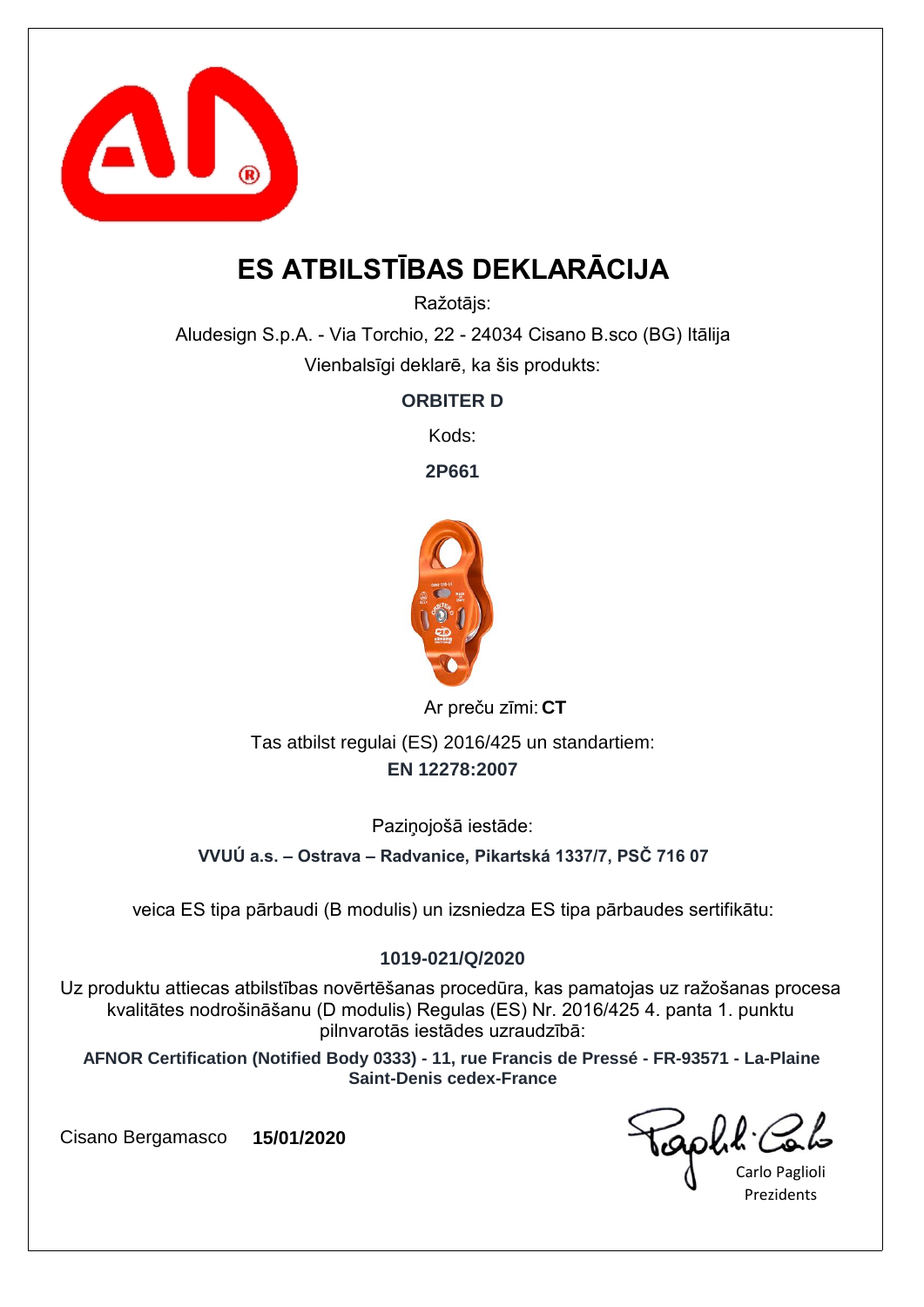# ES ATBILSTĪBAS DEKLARĀCIJA

Ražotājs:

Aludesign S.p.A. - Via Torchio, 22 - 24034 Cisano B.sco (BG) Itālija

Vienbalsīgi deklarē, ka šis produkts:

**ORBITER D**

Kods:

**2P661**

Ar preču zīmi: **CT**

Tas atbilst regulai (ES) 2016/425 un standartiem:

**EN 12278:2007**

Paziņojošā iestāde:

**VVUÚ a.s. – Ostrava – Radvanice, Pikartská 1337/7, PSČ 716 07**

veica ES tipa pārbaudi (B modulis) un izsniedza ES tipa pārbaudes sertifikātu:

**1019-021/Q/2020**

Uz produktu attiecas atbilstības novērtēšanas procedūra, kas pamatojas uz ražošanas procesa kvalitātes nodrošināšanu (D modulis) Regulas (ES) Nr. 2016/425 4. panta 1. punktu pilnvarotās iestādes uzraudzībā:

**AFNOR Certification (Notified Body 0333) - 11, rue Francis de Pressé - FR-93571 - La-Plaine Saint-Denis cedex-France**

Cisano Bergamasco **15/01/2020**

Carlo Paglioli
Prezidents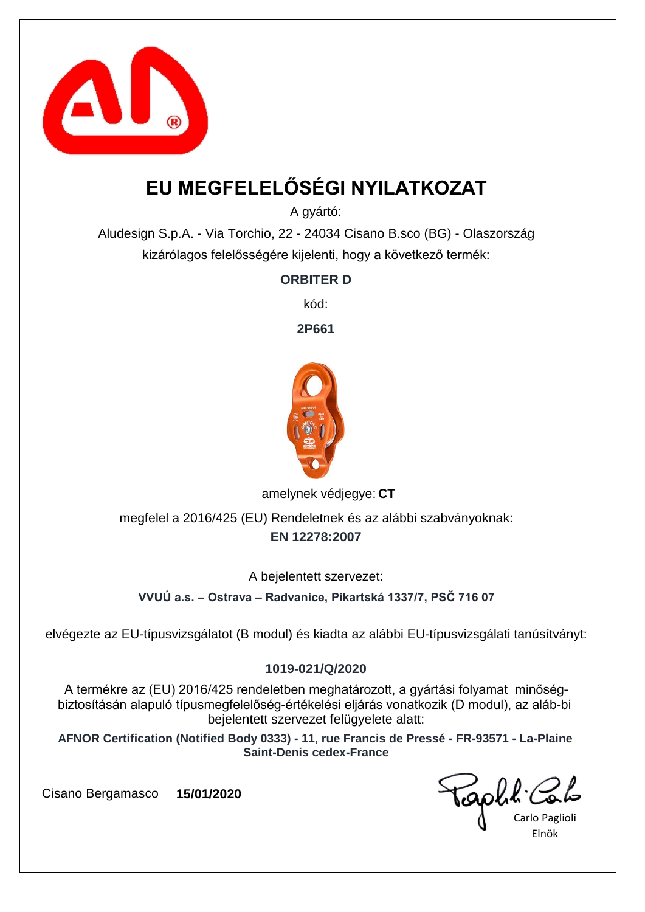# EU MEGFELELŐSÉGI NYILATKOZAT

A gyártó:

Aludesign S.p.A. - Via Torchio, 22 - 24034 Cisano B.sco (BG) - Olaszország

kizárólagos felelősségére kijelenti, hogy a következő termék:

**ORBITER D**

kód:

**2P661**

amelynek védjegye: **CT**

megfelel a 2016/425 (EU) Rendeletnek és az alábbi szabványoknak:

**EN 12278:2007**

A bejelentett szervezet:

**VVUÚ a.s. – Ostrava – Radvanice, Pikartská 1337/7, PSČ 716 07**

elvégezte az EU-típusvizsgálatot (B modul) és kiadta az alábbi EU-típusvizsgálati tanúsítványt:

**1019-021/Q/2020**

A termékre az (EU) 2016/425 rendeletben meghatározott, a gyártási folyamat minőség-biztosításán alapuló típusmegfelelőség-értékelési eljárás vonatkozik (D modul), az aláb-bi bejelentett szervezet felügyelete alatt:

**AFNOR Certification (Notified Body 0333) - 11, rue Francis de Pressé - FR-93571 - La-Plaine Saint-Denis cedex-France**

Cisano Bergamasco **15/01/2020**

Carlo Paglioli
Elnök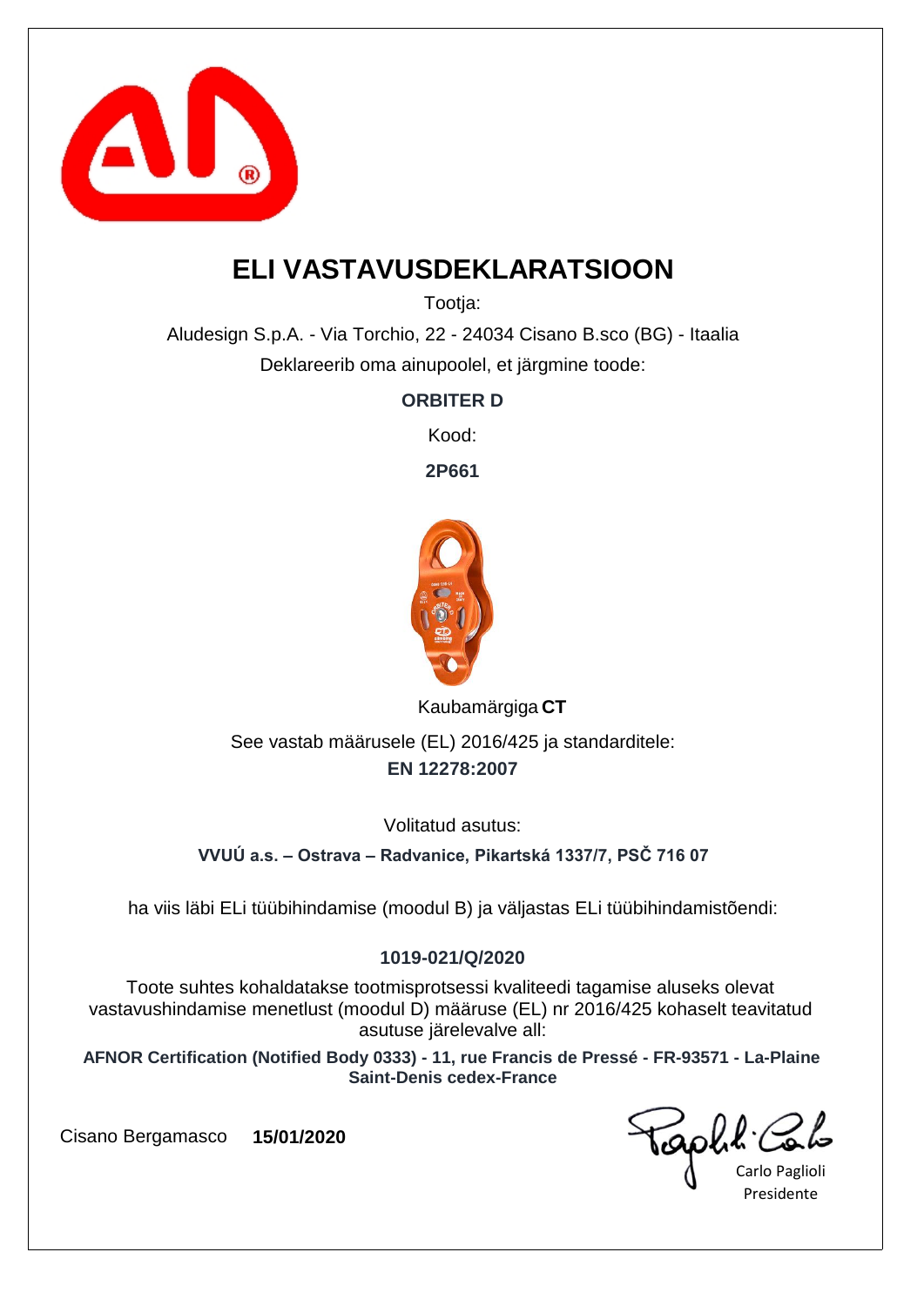# ELI VASTAVUSDEKLARATSIOON

Tootja:

Aludesign S.p.A. - Via Torchio, 22 - 24034 Cisano B.sco (BG) - Itaalia

Deklareerib oma ainupoolel, et järgmine toode:

**ORBITER D**

Kood:

**2P661**

Kaubamärgiga **CT**

See vastab määrusele (EL) 2016/425 ja standarditele:

**EN 12278:2007**

Volitatud asutus:

**VVUÚ a.s. – Ostrava – Radvanice, Pikartská 1337/7, PSČ 716 07**

ha viis läbi ELi tüübihindamise (moodul B) ja väljastas ELi tüübihindamistõendi:

**1019-021/Q/2020**

Toote suhtes kohaldatakse tootmisprotsessi kvaliteedi tagamise aluseks olevat vastavushindamise menetlust (moodul D) määruse (EL) nr 2016/425 kohaselt teavitatud asutuse järelevalve all:

**AFNOR Certification (Notified Body 0333) - 11, rue Francis de Pressé - FR-93571 - La-Plaine Saint-Denis cedex-France**

Cisano Bergamasco **15/01/2020**

Carlo Paglioli
Presidente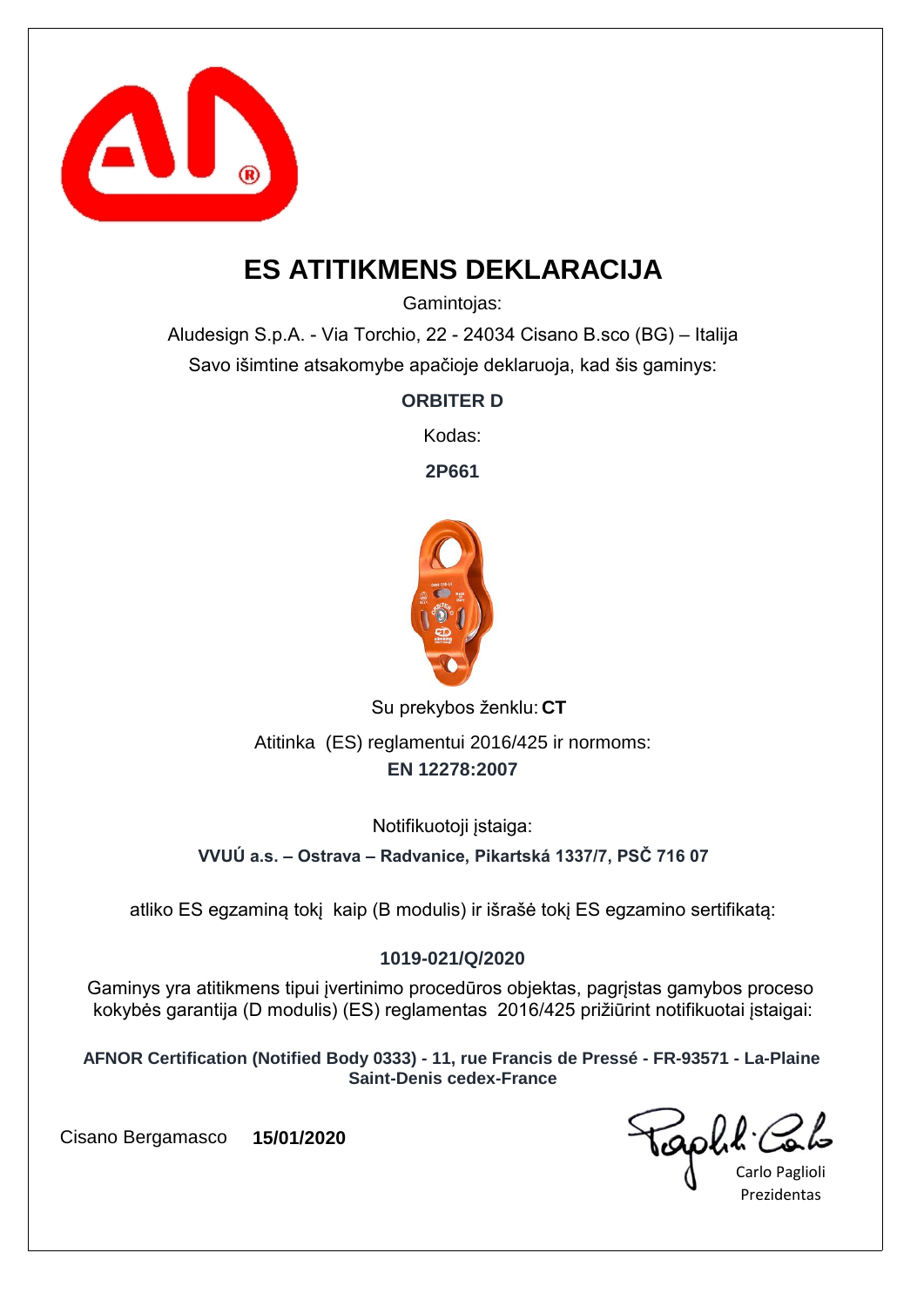# ES ATITIKMENS DEKLARACIJA

Gamintojas:

Aludesign S.p.A. - Via Torchio, 22 - 24034 Cisano B.sco (BG) – Italija

Savo išimtine atsakomybe apačioje deklaruoja, kad šis gaminys:

**ORBITER D**

Kodas:

**2P661**

Su prekybos ženklu: **CT**

Atitinka (ES) reglamentui 2016/425 ir normoms:

**EN 12278:2007**

Notifikuotoji įstaiga:

**VVUÚ a.s. – Ostrava – Radvanice, Pikartská 1337/7, PSČ 716 07**

atliko ES egzaminą tokį kaip (B modulis) ir išrašė tokį ES egzamino sertifikatą:

**1019-021/Q/2020**

Gaminys yra atitikmens tipui įvertinimo procedūros objektas, pagrįstas gamybos proceso kokybės garantija (D modulis) (ES) reglamentas 2016/425 prižiūrint notifikuotai įstaigai:

**AFNOR Certification (Notified Body 0333) - 11, rue Francis de Pressé - FR-93571 - La-Plaine Saint-Denis cedex-France**

Cisano Bergamasco **15/01/2020**

Carlo Paglioli

Prezidentas